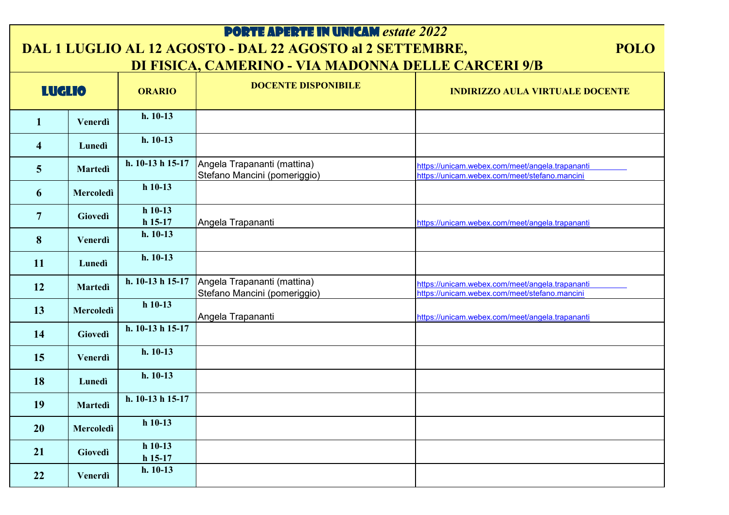# PORTE APERTE IN UNICAM *estate 2022*

## DAL 1 LUGLIO AL 12 AGOSTO - DAL 22 AGOSTO al 2 SETTEMBRE, POLO DI FISICA, CAMERINO - VIA MADONNA DELLE CARCERI 9/B

| LUGLIO | | ORARIO | DOCENTE DISPONIBILE | INDIRIZZO AULA VIRTUALE DOCENTE |
|---|---|---|---|---|
| 1 | Venerdì | h. 10-13 | | |
| 4 | Lunedì | h. 10-13 | | |
| 5 | Martedì | h. 10-13 h 15-17 | Angela Trapananti (mattina)<br>Stefano Mancini (pomeriggio) | https://unicam.webex.com/meet/angela.trapananti<br>https://unicam.webex.com/meet/stefano.mancini |
| 6 | Mercoledì | h 10-13 | | |
| 7 | Giovedì | h 10-13<br>h 15-17 | Angela Trapananti | https://unicam.webex.com/meet/angela.trapananti |
| 8 | Venerdì | h. 10-13 | | |
| 11 | Lunedì | h. 10-13 | | |
| 12 | Martedì | h. 10-13 h 15-17 | Angela Trapananti (mattina)<br>Stefano Mancini (pomeriggio) | https://unicam.webex.com/meet/angela.trapananti<br>https://unicam.webex.com/meet/stefano.mancini |
| 13 | Mercoledì | h 10-13 | Angela Trapananti | https://unicam.webex.com/meet/angela.trapananti |
| 14 | Giovedì | h. 10-13 h 15-17 | | |
| 15 | Venerdì | h. 10-13 | | |
| 18 | Lunedì | h. 10-13 | | |
| 19 | Martedì | h. 10-13 h 15-17 | | |
| 20 | Mercoledì | h 10-13 | | |
| 21 | Giovedì | h 10-13<br>h 15-17 | | |
| 22 | Venerdì | h. 10-13 | | |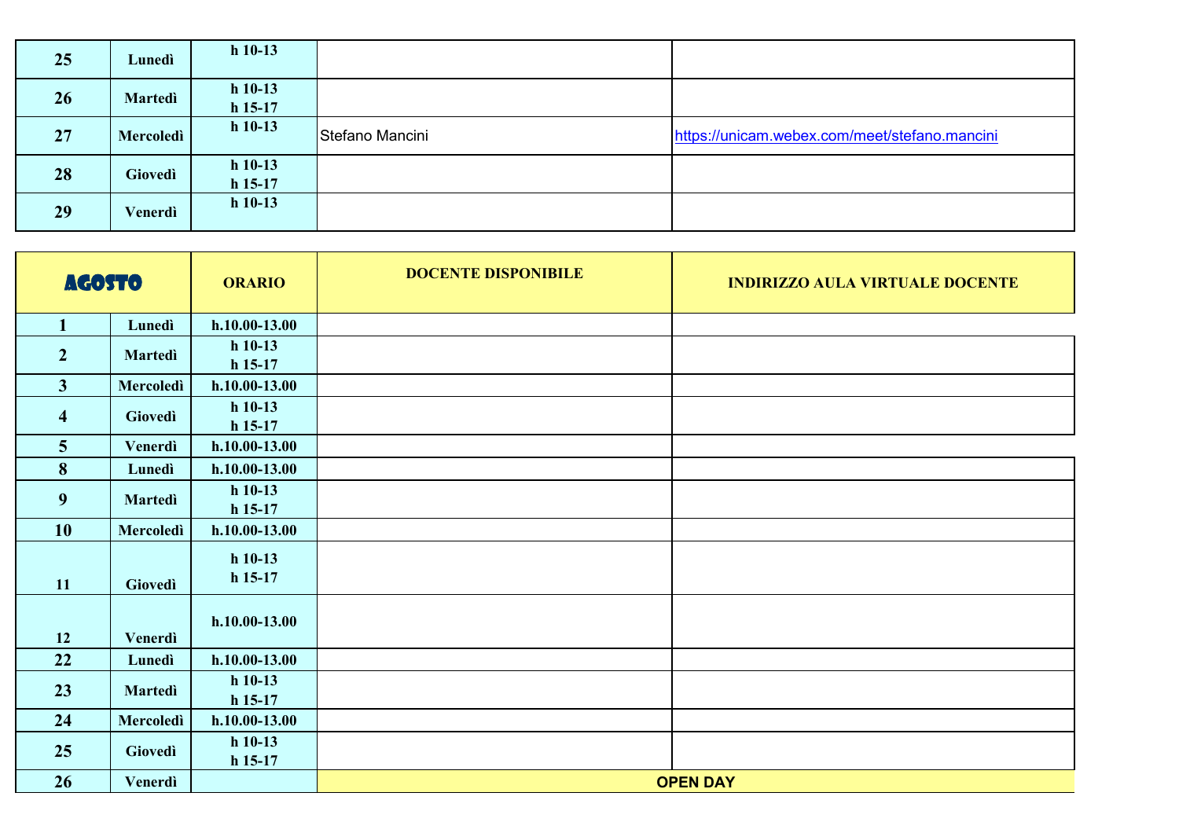| | | | | |
|---|---|---|---|---|
| **25** | **Lunedì** | **h 10-13** | | |
| **26** | **Martedì** | **h 10-13**<br>**h 15-17** | | |
| **27** | **Mercoledì** | **h 10-13** | Stefano Mancini | https://unicam.webex.com/meet/stefano.mancini |
| **28** | **Giovedì** | **h 10-13**<br>**h 15-17** | | |
| **29** | **Venerdì** | **h 10-13** | | |

| **AGOSTO** | | **ORARIO** | **DOCENTE DISPONIBILE** | **INDIRIZZO AULA VIRTUALE DOCENTE** |
|---|---|---|---|---|
| **1** | **Lunedì** | **h.10.00-13.00** | | |
| **2** | **Martedì** | **h 10-13**<br>**h 15-17** | | |
| **3** | **Mercoledì** | **h.10.00-13.00** | | |
| **4** | **Giovedì** | **h 10-13**<br>**h 15-17** | | |
| **5** | **Venerdì** | **h.10.00-13.00** | | |
| **8** | **Lunedì** | **h.10.00-13.00** | | |
| **9** | **Martedì** | **h 10-13**<br>**h 15-17** | | |
| **10** | **Mercoledì** | **h.10.00-13.00** | | |
| **11** | **Giovedì** | **h 10-13**<br>**h 15-17** | | |
| **12** | **Venerdì** | **h.10.00-13.00** | | |
| **22** | **Lunedì** | **h.10.00-13.00** | | |
| **23** | **Martedì** | **h 10-13**<br>**h 15-17** | | |
| **24** | **Mercoledì** | **h.10.00-13.00** | | |
| **25** | **Giovedì** | **h 10-13**<br>**h 15-17** | | |
| **26** | **Venerdì** | | **OPEN DAY** | |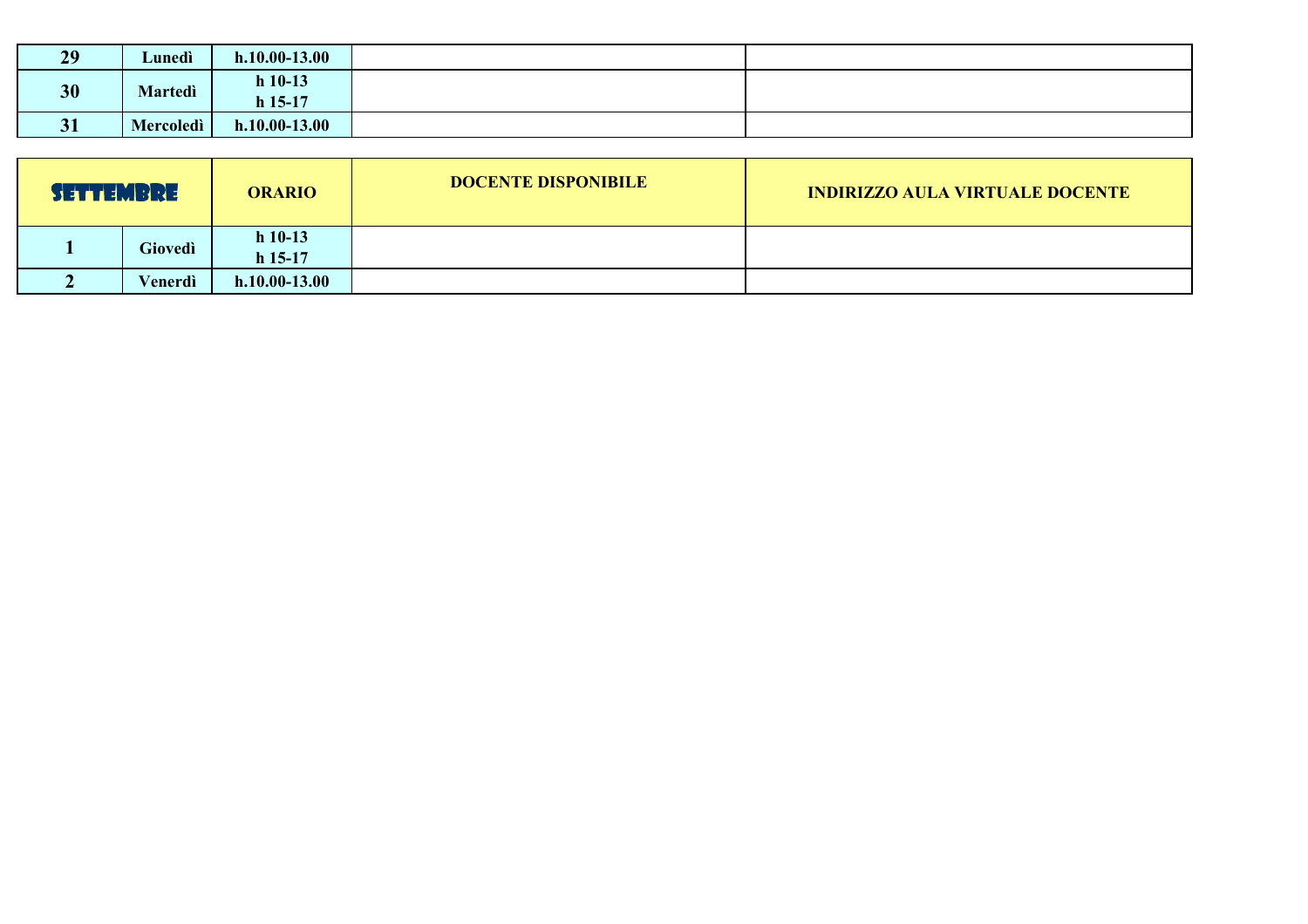| | | | | |
|---|---|---|---|---|
| **29** | **Lunedì** | **h.10.00-13.00** | | |
| **30** | **Martedì** | **h 10-13**<br>**h 15-17** | | |
| **31** | **Mercoledì** | **h.10.00-13.00** | | |

| **SETTEMBRE** | | **ORARIO** | **DOCENTE DISPONIBILE** | **INDIRIZZO AULA VIRTUALE DOCENTE** |
|---|---|---|---|---|
| **1** | **Giovedì** | **h 10-13**<br>**h 15-17** | | |
| **2** | **Venerdì** | **h.10.00-13.00** | | |